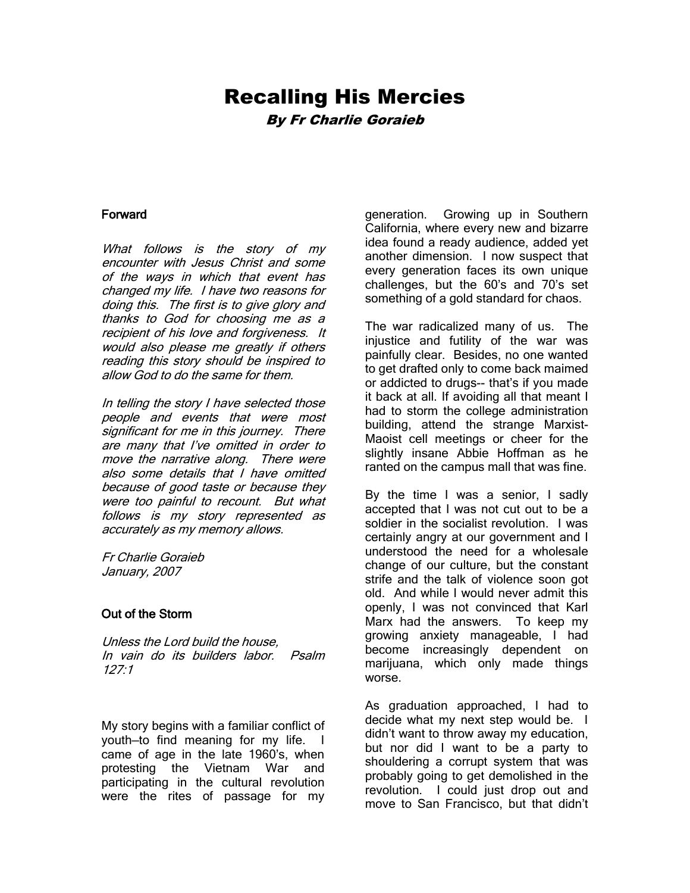# Recalling His Mercies

***By Fr Charlie Goraieb***

## Forward

*What follows is the story of my encounter with Jesus Christ and some of the ways in which that event has changed my life. I have two reasons for doing this. The first is to give glory and thanks to God for choosing me as a recipient of his love and forgiveness. It would also please me greatly if others reading this story should be inspired to allow God to do the same for them.*

*In telling the story I have selected those people and events that were most significant for me in this journey. There are many that I've omitted in order to move the narrative along. There were also some details that I have omitted because of good taste or because they were too painful to recount. But what follows is my story represented as accurately as my memory allows.*

*Fr Charlie Goraieb*
*January, 2007*

## Out of the Storm

*Unless the Lord build the house,*
*In vain do its builders labor. Psalm 127:1*

My story begins with a familiar conflict of youth—to find meaning for my life. I came of age in the late 1960's, when protesting the Vietnam War and participating in the cultural revolution were the rites of passage for my generation. Growing up in Southern California, where every new and bizarre idea found a ready audience, added yet another dimension. I now suspect that every generation faces its own unique challenges, but the 60's and 70's set something of a gold standard for chaos.

The war radicalized many of us. The injustice and futility of the war was painfully clear. Besides, no one wanted to get drafted only to come back maimed or addicted to drugs-- that's if you made it back at all. If avoiding all that meant I had to storm the college administration building, attend the strange Marxist-Maoist cell meetings or cheer for the slightly insane Abbie Hoffman as he ranted on the campus mall that was fine.

By the time I was a senior, I sadly accepted that I was not cut out to be a soldier in the socialist revolution. I was certainly angry at our government and I understood the need for a wholesale change of our culture, but the constant strife and the talk of violence soon got old. And while I would never admit this openly, I was not convinced that Karl Marx had the answers. To keep my growing anxiety manageable, I had become increasingly dependent on marijuana, which only made things worse.

As graduation approached, I had to decide what my next step would be. I didn't want to throw away my education, but nor did I want to be a party to shouldering a corrupt system that was probably going to get demolished in the revolution. I could just drop out and move to San Francisco, but that didn't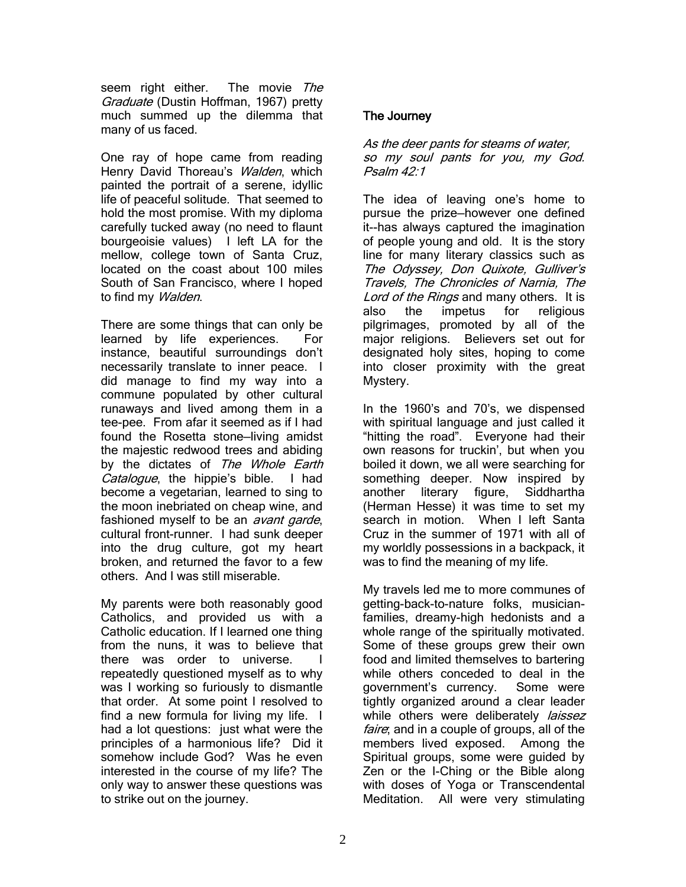seem right either. The movie *The Graduate* (Dustin Hoffman, 1967) pretty much summed up the dilemma that many of us faced.

One ray of hope came from reading Henry David Thoreau's *Walden*, which painted the portrait of a serene, idyllic life of peaceful solitude. That seemed to hold the most promise. With my diploma carefully tucked away (no need to flaunt bourgeoisie values) I left LA for the mellow, college town of Santa Cruz, located on the coast about 100 miles South of San Francisco, where I hoped to find my *Walden*.

There are some things that can only be learned by life experiences. For instance, beautiful surroundings don't necessarily translate to inner peace. I did manage to find my way into a commune populated by other cultural runaways and lived among them in a tee-pee. From afar it seemed as if I had found the Rosetta stone—living amidst the majestic redwood trees and abiding by the dictates of *The Whole Earth Catalogue*, the hippie's bible. I had become a vegetarian, learned to sing to the moon inebriated on cheap wine, and fashioned myself to be an *avant garde*, cultural front-runner. I had sunk deeper into the drug culture, got my heart broken, and returned the favor to a few others. And I was still miserable.

My parents were both reasonably good Catholics, and provided us with a Catholic education. If I learned one thing from the nuns, it was to believe that there was order to universe. I repeatedly questioned myself as to why was I working so furiously to dismantle that order. At some point I resolved to find a new formula for living my life. I had a lot questions: just what were the principles of a harmonious life? Did it somehow include God? Was he even interested in the course of my life? The only way to answer these questions was to strike out on the journey.

## The Journey

*As the deer pants for steams of water, so my soul pants for you, my God. Psalm 42:1*

The idea of leaving one's home to pursue the prize—however one defined it--has always captured the imagination of people young and old. It is the story line for many literary classics such as *The Odyssey, Don Quixote, Gulliver's Travels, The Chronicles of Narnia, The Lord of the Rings* and many others. It is also the impetus for religious pilgrimages, promoted by all of the major religions. Believers set out for designated holy sites, hoping to come into closer proximity with the great Mystery.

In the 1960's and 70's, we dispensed with spiritual language and just called it "hitting the road". Everyone had their own reasons for truckin', but when you boiled it down, we all were searching for something deeper. Now inspired by another literary figure, Siddhartha (Herman Hesse) it was time to set my search in motion. When I left Santa Cruz in the summer of 1971 with all of my worldly possessions in a backpack, it was to find the meaning of my life.

My travels led me to more communes of getting-back-to-nature folks, musician-families, dreamy-high hedonists and a whole range of the spiritually motivated. Some of these groups grew their own food and limited themselves to bartering while others conceded to deal in the government's currency. Some were tightly organized around a clear leader while others were deliberately *laissez faire*; and in a couple of groups, all of the members lived exposed. Among the Spiritual groups, some were guided by Zen or the I-Ching or the Bible along with doses of Yoga or Transcendental Meditation. All were very stimulating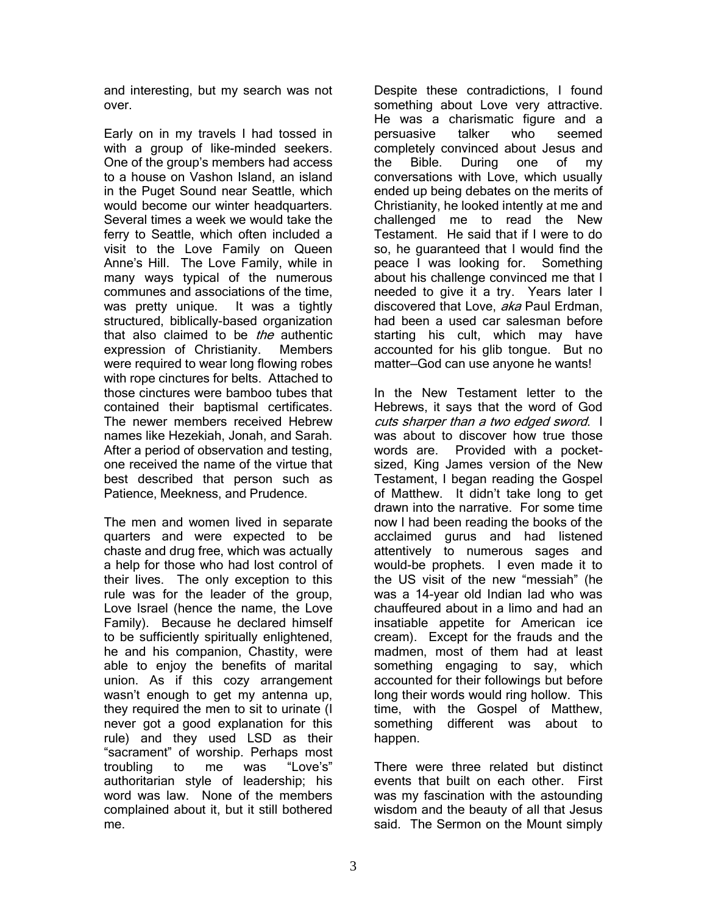and interesting, but my search was not over.

Early on in my travels I had tossed in with a group of like-minded seekers. One of the group's members had access to a house on Vashon Island, an island in the Puget Sound near Seattle, which would become our winter headquarters. Several times a week we would take the ferry to Seattle, which often included a visit to the Love Family on Queen Anne's Hill. The Love Family, while in many ways typical of the numerous communes and associations of the time, was pretty unique. It was a tightly structured, biblically-based organization that also claimed to be *the* authentic expression of Christianity. Members were required to wear long flowing robes with rope cinctures for belts. Attached to those cinctures were bamboo tubes that contained their baptismal certificates. The newer members received Hebrew names like Hezekiah, Jonah, and Sarah. After a period of observation and testing, one received the name of the virtue that best described that person such as Patience, Meekness, and Prudence.

The men and women lived in separate quarters and were expected to be chaste and drug free, which was actually a help for those who had lost control of their lives. The only exception to this rule was for the leader of the group, Love Israel (hence the name, the Love Family). Because he declared himself to be sufficiently spiritually enlightened, he and his companion, Chastity, were able to enjoy the benefits of marital union. As if this cozy arrangement wasn't enough to get my antenna up, they required the men to sit to urinate (I never got a good explanation for this rule) and they used LSD as their "sacrament" of worship. Perhaps most troubling to me was "Love's" authoritarian style of leadership; his word was law. None of the members complained about it, but it still bothered me.

Despite these contradictions, I found something about Love very attractive. He was a charismatic figure and a persuasive talker who seemed completely convinced about Jesus and the Bible. During one of my conversations with Love, which usually ended up being debates on the merits of Christianity, he looked intently at me and challenged me to read the New Testament. He said that if I were to do so, he guaranteed that I would find the peace I was looking for. Something about his challenge convinced me that I needed to give it a try. Years later I discovered that Love, *aka* Paul Erdman, had been a used car salesman before starting his cult, which may have accounted for his glib tongue. But no matter—God can use anyone he wants!

In the New Testament letter to the Hebrews, it says that the word of God *cuts sharper than a two edged sword*. I was about to discover how true those words are. Provided with a pocket-sized, King James version of the New Testament, I began reading the Gospel of Matthew. It didn't take long to get drawn into the narrative. For some time now I had been reading the books of the acclaimed gurus and had listened attentively to numerous sages and would-be prophets. I even made it to the US visit of the new "messiah" (he was a 14-year old Indian lad who was chauffeured about in a limo and had an insatiable appetite for American ice cream). Except for the frauds and the madmen, most of them had at least something engaging to say, which accounted for their followings but before long their words would ring hollow. This time, with the Gospel of Matthew, something different was about to happen.

There were three related but distinct events that built on each other. First was my fascination with the astounding wisdom and the beauty of all that Jesus said. The Sermon on the Mount simply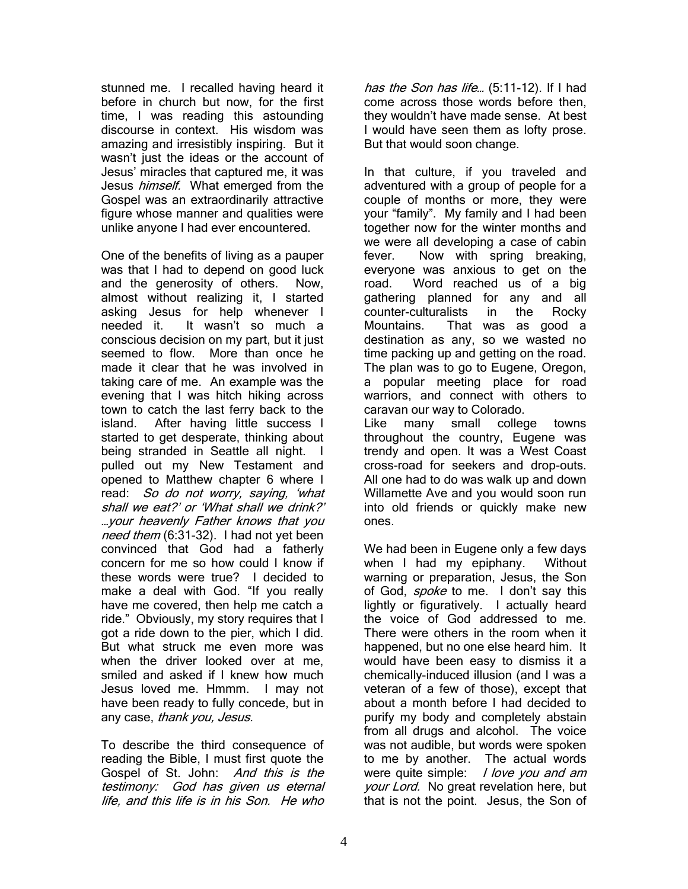stunned me. I recalled having heard it before in church but now, for the first time, I was reading this astounding discourse in context. His wisdom was amazing and irresistibly inspiring. But it wasn't just the ideas or the account of Jesus' miracles that captured me, it was Jesus *himself*. What emerged from the Gospel was an extraordinarily attractive figure whose manner and qualities were unlike anyone I had ever encountered.

One of the benefits of living as a pauper was that I had to depend on good luck and the generosity of others. Now, almost without realizing it, I started asking Jesus for help whenever I needed it. It wasn't so much a conscious decision on my part, but it just seemed to flow. More than once he made it clear that he was involved in taking care of me. An example was the evening that I was hitch hiking across town to catch the last ferry back to the island. After having little success I started to get desperate, thinking about being stranded in Seattle all night. I pulled out my New Testament and opened to Matthew chapter 6 where I read: *So do not worry, saying, 'what shall we eat?' or 'What shall we drink?' …your heavenly Father knows that you need them* (6:31-32). I had not yet been convinced that God had a fatherly concern for me so how could I know if these words were true? I decided to make a deal with God. "If you really have me covered, then help me catch a ride." Obviously, my story requires that I got a ride down to the pier, which I did. But what struck me even more was when the driver looked over at me, smiled and asked if I knew how much Jesus loved me. Hmmm. I may not have been ready to fully concede, but in any case, *thank you, Jesus.*

To describe the third consequence of reading the Bible, I must first quote the Gospel of St. John: *And this is the testimony: God has given us eternal life, and this life is in his Son. He who has the Son has life…* (5:11-12). If I had come across those words before then, they wouldn't have made sense. At best I would have seen them as lofty prose. But that would soon change.

In that culture, if you traveled and adventured with a group of people for a couple of months or more, they were your "family". My family and I had been together now for the winter months and we were all developing a case of cabin fever. Now with spring breaking, everyone was anxious to get on the road. Word reached us of a big gathering planned for any and all counter-culturalists in the Rocky Mountains. That was as good a destination as any, so we wasted no time packing up and getting on the road. The plan was to go to Eugene, Oregon, a popular meeting place for road warriors, and connect with others to caravan our way to Colorado.

Like many small college towns throughout the country, Eugene was trendy and open. It was a West Coast cross-road for seekers and drop-outs. All one had to do was walk up and down Willamette Ave and you would soon run into old friends or quickly make new ones.

We had been in Eugene only a few days when I had my epiphany. Without warning or preparation, Jesus, the Son of God, *spoke* to me. I don't say this lightly or figuratively. I actually heard the voice of God addressed to me. There were others in the room when it happened, but no one else heard him. It would have been easy to dismiss it a chemically-induced illusion (and I was a veteran of a few of those), except that about a month before I had decided to purify my body and completely abstain from all drugs and alcohol. The voice was not audible, but words were spoken to me by another. The actual words were quite simple: *I love you and am your Lord.* No great revelation here, but that is not the point. Jesus, the Son of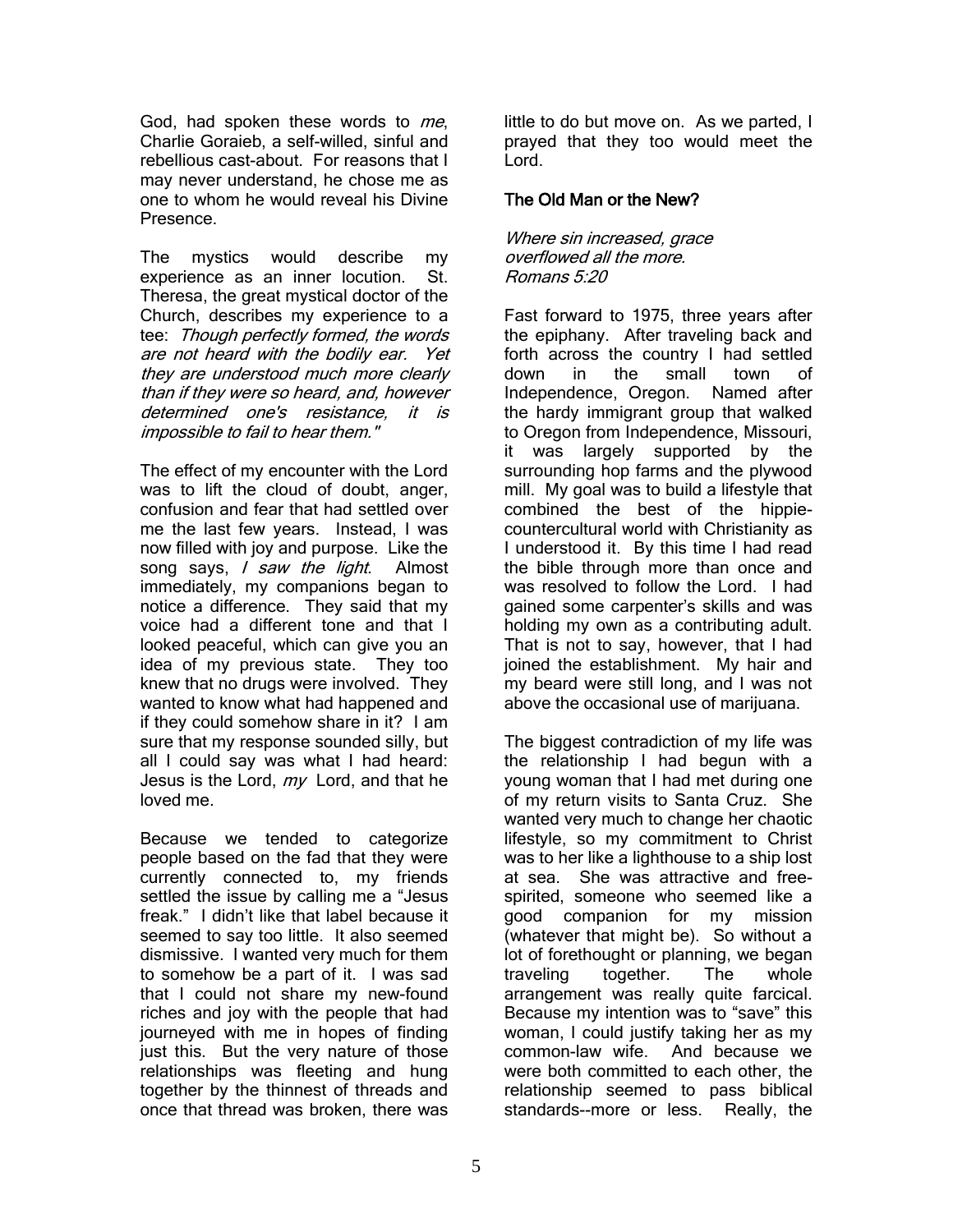God, had spoken these words to *me*, Charlie Goraieb, a self-willed, sinful and rebellious cast-about. For reasons that I may never understand, he chose me as one to whom he would reveal his Divine Presence.

The mystics would describe my experience as an inner locution. St. Theresa, the great mystical doctor of the Church, describes my experience to a tee: *Though perfectly formed, the words are not heard with the bodily ear. Yet they are understood much more clearly than if they were so heard, and, however determined one's resistance, it is impossible to fail to hear them."*

The effect of my encounter with the Lord was to lift the cloud of doubt, anger, confusion and fear that had settled over me the last few years. Instead, I was now filled with joy and purpose. Like the song says, *I saw the light.* Almost immediately, my companions began to notice a difference. They said that my voice had a different tone and that I looked peaceful, which can give you an idea of my previous state. They too knew that no drugs were involved. They wanted to know what had happened and if they could somehow share in it? I am sure that my response sounded silly, but all I could say was what I had heard: Jesus is the Lord, *my* Lord, and that he loved me.

Because we tended to categorize people based on the fad that they were currently connected to, my friends settled the issue by calling me a "Jesus freak." I didn't like that label because it seemed to say too little. It also seemed dismissive. I wanted very much for them to somehow be a part of it. I was sad that I could not share my new-found riches and joy with the people that had journeyed with me in hopes of finding just this. But the very nature of those relationships was fleeting and hung together by the thinnest of threads and once that thread was broken, there was little to do but move on. As we parted, I prayed that they too would meet the Lord.

### The Old Man or the New?

*Where sin increased, grace overflowed all the more.*
*Romans 5:20*

Fast forward to 1975, three years after the epiphany. After traveling back and forth across the country I had settled down in the small town of Independence, Oregon. Named after the hardy immigrant group that walked to Oregon from Independence, Missouri, it was largely supported by the surrounding hop farms and the plywood mill. My goal was to build a lifestyle that combined the best of the hippie-countercultural world with Christianity as I understood it. By this time I had read the bible through more than once and was resolved to follow the Lord. I had gained some carpenter's skills and was holding my own as a contributing adult. That is not to say, however, that I had joined the establishment. My hair and my beard were still long, and I was not above the occasional use of marijuana.

The biggest contradiction of my life was the relationship I had begun with a young woman that I had met during one of my return visits to Santa Cruz. She wanted very much to change her chaotic lifestyle, so my commitment to Christ was to her like a lighthouse to a ship lost at sea. She was attractive and free-spirited, someone who seemed like a good companion for my mission (whatever that might be). So without a lot of forethought or planning, we began traveling together. The whole arrangement was really quite farcical. Because my intention was to "save" this woman, I could justify taking her as my common-law wife. And because we were both committed to each other, the relationship seemed to pass biblical standards--more or less. Really, the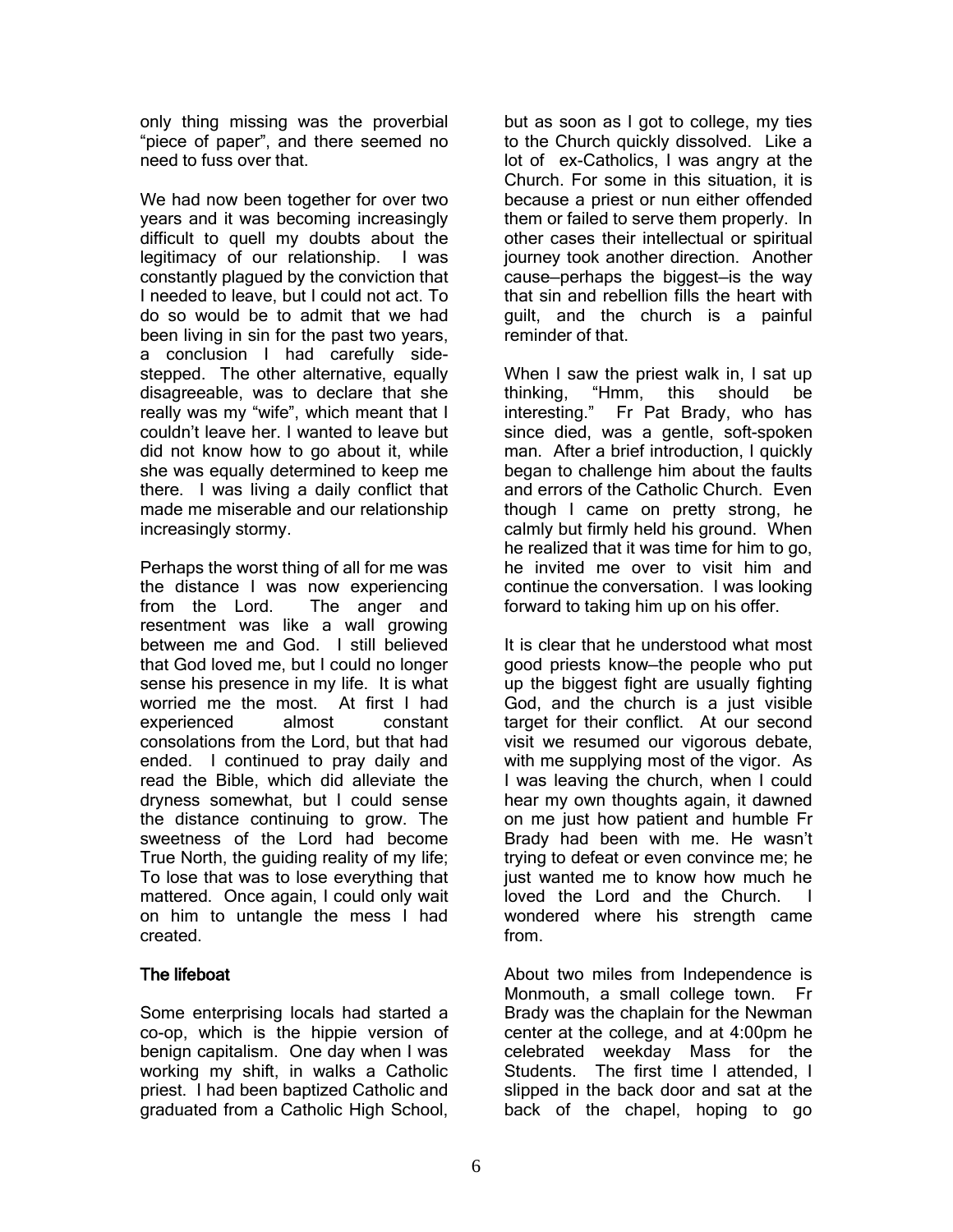only thing missing was the proverbial "piece of paper", and there seemed no need to fuss over that.

We had now been together for over two years and it was becoming increasingly difficult to quell my doubts about the legitimacy of our relationship. I was constantly plagued by the conviction that I needed to leave, but I could not act. To do so would be to admit that we had been living in sin for the past two years, a conclusion I had carefully side-stepped. The other alternative, equally disagreeable, was to declare that she really was my "wife", which meant that I couldn't leave her. I wanted to leave but did not know how to go about it, while she was equally determined to keep me there. I was living a daily conflict that made me miserable and our relationship increasingly stormy.

Perhaps the worst thing of all for me was the distance I was now experiencing from the Lord. The anger and resentment was like a wall growing between me and God. I still believed that God loved me, but I could no longer sense his presence in my life. It is what worried me the most. At first I had experienced almost constant consolations from the Lord, but that had ended. I continued to pray daily and read the Bible, which did alleviate the dryness somewhat, but I could sense the distance continuing to grow. The sweetness of the Lord had become True North, the guiding reality of my life; To lose that was to lose everything that mattered. Once again, I could only wait on him to untangle the mess I had created.

### The lifeboat

Some enterprising locals had started a co-op, which is the hippie version of benign capitalism. One day when I was working my shift, in walks a Catholic priest. I had been baptized Catholic and graduated from a Catholic High School, but as soon as I got to college, my ties to the Church quickly dissolved. Like a lot of ex-Catholics, I was angry at the Church. For some in this situation, it is because a priest or nun either offended them or failed to serve them properly. In other cases their intellectual or spiritual journey took another direction. Another cause—perhaps the biggest—is the way that sin and rebellion fills the heart with guilt, and the church is a painful reminder of that.

When I saw the priest walk in, I sat up thinking, "Hmm, this should be interesting." Fr Pat Brady, who has since died, was a gentle, soft-spoken man. After a brief introduction, I quickly began to challenge him about the faults and errors of the Catholic Church. Even though I came on pretty strong, he calmly but firmly held his ground. When he realized that it was time for him to go, he invited me over to visit him and continue the conversation. I was looking forward to taking him up on his offer.

It is clear that he understood what most good priests know—the people who put up the biggest fight are usually fighting God, and the church is a just visible target for their conflict. At our second visit we resumed our vigorous debate, with me supplying most of the vigor. As I was leaving the church, when I could hear my own thoughts again, it dawned on me just how patient and humble Fr Brady had been with me. He wasn't trying to defeat or even convince me; he just wanted me to know how much he loved the Lord and the Church. I wondered where his strength came from.

About two miles from Independence is Monmouth, a small college town. Fr Brady was the chaplain for the Newman center at the college, and at 4:00pm he celebrated weekday Mass for the Students. The first time I attended, I slipped in the back door and sat at the back of the chapel, hoping to go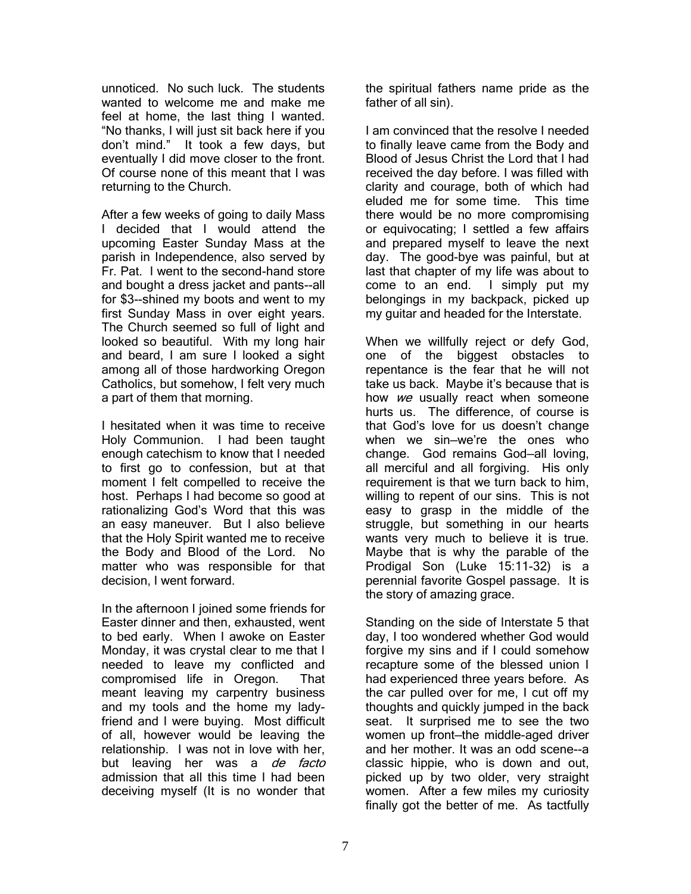unnoticed. No such luck. The students wanted to welcome me and make me feel at home, the last thing I wanted. "No thanks, I will just sit back here if you don't mind." It took a few days, but eventually I did move closer to the front. Of course none of this meant that I was returning to the Church.

After a few weeks of going to daily Mass I decided that I would attend the upcoming Easter Sunday Mass at the parish in Independence, also served by Fr. Pat. I went to the second-hand store and bought a dress jacket and pants--all for $3--shined my boots and went to my first Sunday Mass in over eight years. The Church seemed so full of light and looked so beautiful. With my long hair and beard, I am sure I looked a sight among all of those hardworking Oregon Catholics, but somehow, I felt very much a part of them that morning.

I hesitated when it was time to receive Holy Communion. I had been taught enough catechism to know that I needed to first go to confession, but at that moment I felt compelled to receive the host. Perhaps I had become so good at rationalizing God's Word that this was an easy maneuver. But I also believe that the Holy Spirit wanted me to receive the Body and Blood of the Lord. No matter who was responsible for that decision, I went forward.

In the afternoon I joined some friends for Easter dinner and then, exhausted, went to bed early. When I awoke on Easter Monday, it was crystal clear to me that I needed to leave my conflicted and compromised life in Oregon. That meant leaving my carpentry business and my tools and the home my lady-friend and I were buying. Most difficult of all, however would be leaving the relationship. I was not in love with her, but leaving her was a *de facto* admission that all this time I had been deceiving myself (It is no wonder that the spiritual fathers name pride as the father of all sin).

I am convinced that the resolve I needed to finally leave came from the Body and Blood of Jesus Christ the Lord that I had received the day before. I was filled with clarity and courage, both of which had eluded me for some time. This time there would be no more compromising or equivocating; I settled a few affairs and prepared myself to leave the next day. The good-bye was painful, but at last that chapter of my life was about to come to an end. I simply put my belongings in my backpack, picked up my guitar and headed for the Interstate.

When we willfully reject or defy God, one of the biggest obstacles to repentance is the fear that he will not take us back. Maybe it's because that is how *we* usually react when someone hurts us. The difference, of course is that God's love for us doesn't change when we sin—we're the ones who change. God remains God—all loving, all merciful and all forgiving. His only requirement is that we turn back to him, willing to repent of our sins. This is not easy to grasp in the middle of the struggle, but something in our hearts wants very much to believe it is true. Maybe that is why the parable of the Prodigal Son (Luke 15:11-32) is a perennial favorite Gospel passage. It is the story of amazing grace.

Standing on the side of Interstate 5 that day, I too wondered whether God would forgive my sins and if I could somehow recapture some of the blessed union I had experienced three years before. As the car pulled over for me, I cut off my thoughts and quickly jumped in the back seat. It surprised me to see the two women up front—the middle-aged driver and her mother. It was an odd scene--a classic hippie, who is down and out, picked up by two older, very straight women. After a few miles my curiosity finally got the better of me. As tactfully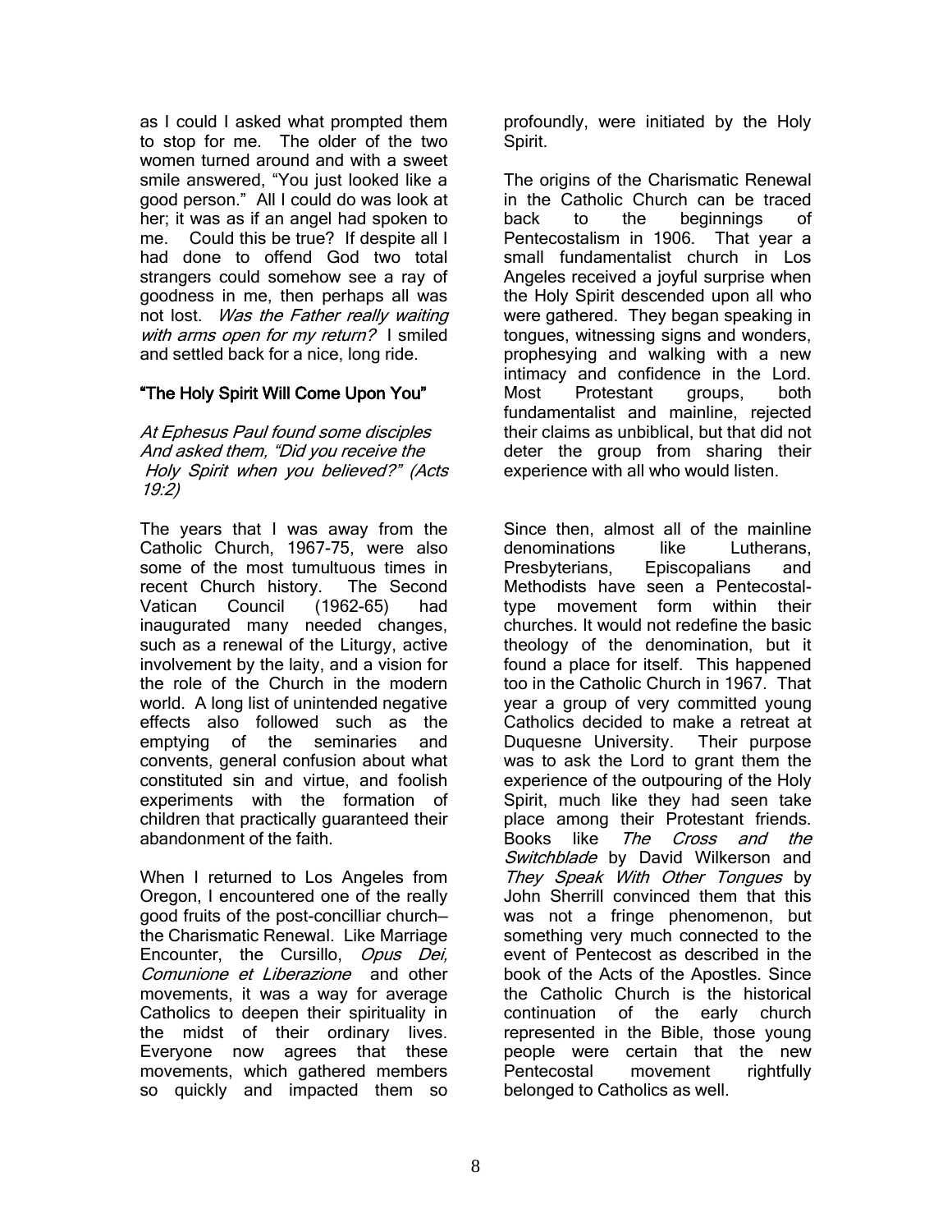as I could I asked what prompted them to stop for me. The older of the two women turned around and with a sweet smile answered, "You just looked like a good person." All I could do was look at her; it was as if an angel had spoken to me. Could this be true? If despite all I had done to offend God two total strangers could somehow see a ray of goodness in me, then perhaps all was not lost. *Was the Father really waiting with arms open for my return?* I smiled and settled back for a nice, long ride.

## "The Holy Spirit Will Come Upon You"

*At Ephesus Paul found some disciples And asked them, "Did you receive the Holy Spirit when you believed?" (Acts 19:2)*

The years that I was away from the Catholic Church, 1967-75, were also some of the most tumultuous times in recent Church history. The Second Vatican Council (1962-65) had inaugurated many needed changes, such as a renewal of the Liturgy, active involvement by the laity, and a vision for the role of the Church in the modern world. A long list of unintended negative effects also followed such as the emptying of the seminaries and convents, general confusion about what constituted sin and virtue, and foolish experiments with the formation of children that practically guaranteed their abandonment of the faith.

When I returned to Los Angeles from Oregon, I encountered one of the really good fruits of the post-concilliar church—the Charismatic Renewal. Like Marriage Encounter, the Cursillo, *Opus Dei, Comunione et Liberazione* and other movements, it was a way for average Catholics to deepen their spirituality in the midst of their ordinary lives. Everyone now agrees that these movements, which gathered members so quickly and impacted them so profoundly, were initiated by the Holy Spirit.

The origins of the Charismatic Renewal in the Catholic Church can be traced back to the beginnings of Pentecostalism in 1906. That year a small fundamentalist church in Los Angeles received a joyful surprise when the Holy Spirit descended upon all who were gathered. They began speaking in tongues, witnessing signs and wonders, prophesying and walking with a new intimacy and confidence in the Lord. Most Protestant groups, both fundamentalist and mainline, rejected their claims as unbiblical, but that did not deter the group from sharing their experience with all who would listen.

Since then, almost all of the mainline denominations like Lutherans, Presbyterians, Episcopalians and Methodists have seen a Pentecostal-type movement form within their churches. It would not redefine the basic theology of the denomination, but it found a place for itself. This happened too in the Catholic Church in 1967. That year a group of very committed young Catholics decided to make a retreat at Duquesne University. Their purpose was to ask the Lord to grant them the experience of the outpouring of the Holy Spirit, much like they had seen take place among their Protestant friends. Books like *The Cross and the Switchblade* by David Wilkerson and *They Speak With Other Tongues* by John Sherrill convinced them that this was not a fringe phenomenon, but something very much connected to the event of Pentecost as described in the book of the Acts of the Apostles. Since the Catholic Church is the historical continuation of the early church represented in the Bible, those young people were certain that the new Pentecostal movement rightfully belonged to Catholics as well.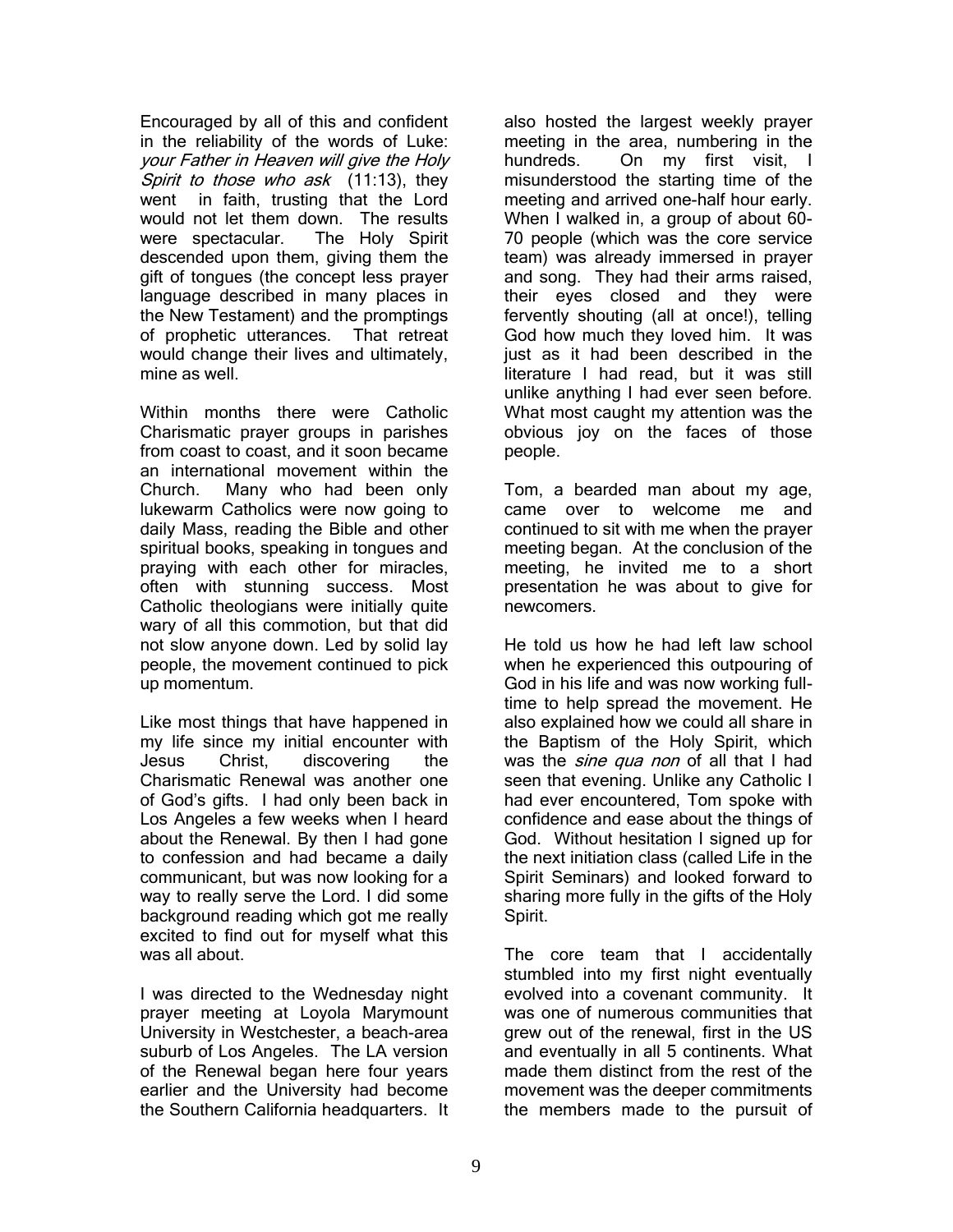Encouraged by all of this and confident in the reliability of the words of Luke: *your Father in Heaven will give the Holy Spirit to those who ask* (11:13), they went in faith, trusting that the Lord would not let them down. The results were spectacular. The Holy Spirit descended upon them, giving them the gift of tongues (the concept less prayer language described in many places in the New Testament) and the promptings of prophetic utterances. That retreat would change their lives and ultimately, mine as well.

Within months there were Catholic Charismatic prayer groups in parishes from coast to coast, and it soon became an international movement within the Church. Many who had been only lukewarm Catholics were now going to daily Mass, reading the Bible and other spiritual books, speaking in tongues and praying with each other for miracles, often with stunning success. Most Catholic theologians were initially quite wary of all this commotion, but that did not slow anyone down. Led by solid lay people, the movement continued to pick up momentum.

Like most things that have happened in my life since my initial encounter with Jesus Christ, discovering the Charismatic Renewal was another one of God's gifts. I had only been back in Los Angeles a few weeks when I heard about the Renewal. By then I had gone to confession and had became a daily communicant, but was now looking for a way to really serve the Lord. I did some background reading which got me really excited to find out for myself what this was all about.

I was directed to the Wednesday night prayer meeting at Loyola Marymount University in Westchester, a beach-area suburb of Los Angeles. The LA version of the Renewal began here four years earlier and the University had become the Southern California headquarters. It also hosted the largest weekly prayer meeting in the area, numbering in the hundreds. On my first visit, I misunderstood the starting time of the meeting and arrived one-half hour early. When I walked in, a group of about 60-70 people (which was the core service team) was already immersed in prayer and song. They had their arms raised, their eyes closed and they were fervently shouting (all at once!), telling God how much they loved him. It was just as it had been described in the literature I had read, but it was still unlike anything I had ever seen before. What most caught my attention was the obvious joy on the faces of those people.

Tom, a bearded man about my age, came over to welcome me and continued to sit with me when the prayer meeting began. At the conclusion of the meeting, he invited me to a short presentation he was about to give for newcomers.

He told us how he had left law school when he experienced this outpouring of God in his life and was now working full-time to help spread the movement. He also explained how we could all share in the Baptism of the Holy Spirit, which was the *sine qua non* of all that I had seen that evening. Unlike any Catholic I had ever encountered, Tom spoke with confidence and ease about the things of God. Without hesitation I signed up for the next initiation class (called Life in the Spirit Seminars) and looked forward to sharing more fully in the gifts of the Holy Spirit.

The core team that I accidentally stumbled into my first night eventually evolved into a covenant community. It was one of numerous communities that grew out of the renewal, first in the US and eventually in all 5 continents. What made them distinct from the rest of the movement was the deeper commitments the members made to the pursuit of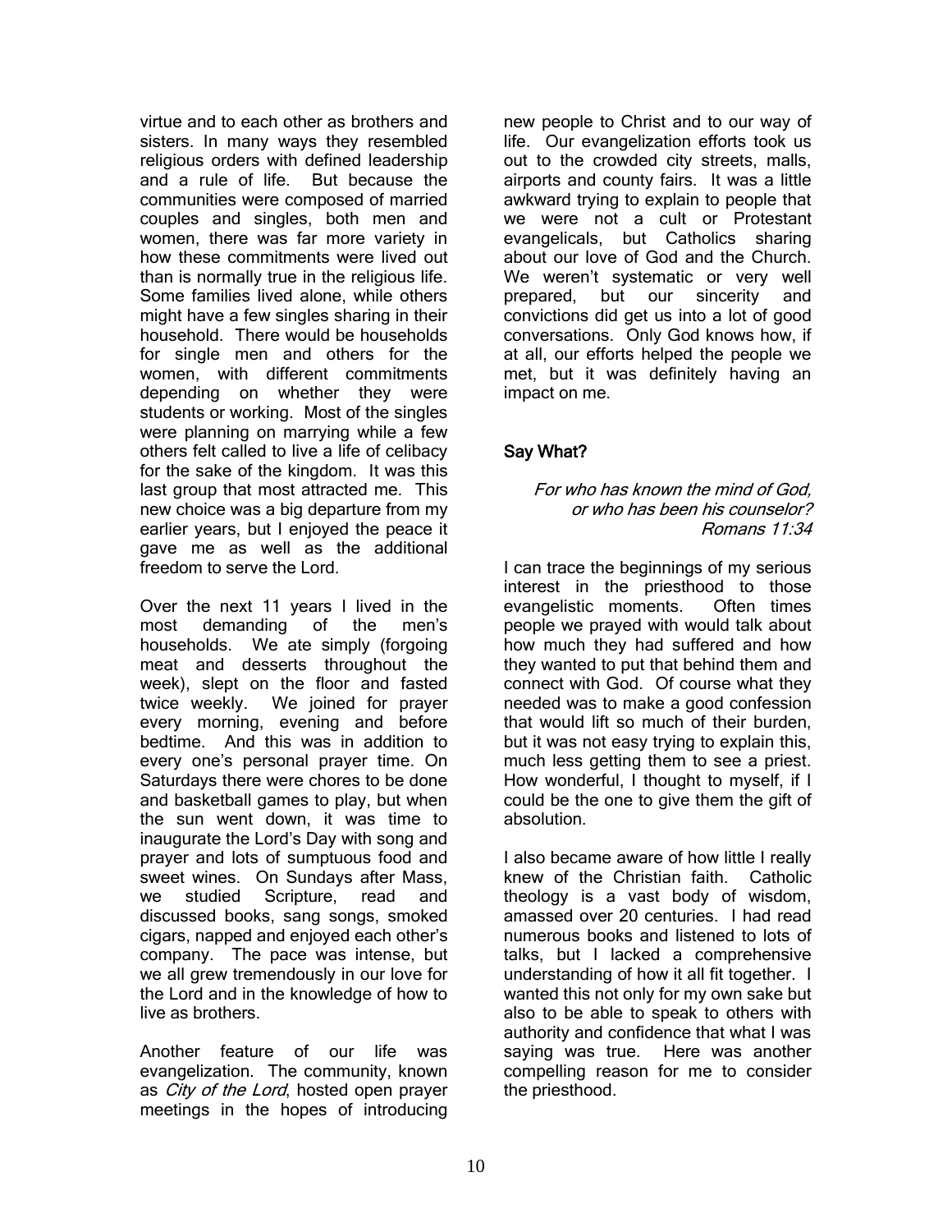virtue and to each other as brothers and sisters. In many ways they resembled religious orders with defined leadership and a rule of life. But because the communities were composed of married couples and singles, both men and women, there was far more variety in how these commitments were lived out than is normally true in the religious life. Some families lived alone, while others might have a few singles sharing in their household. There would be households for single men and others for the women, with different commitments depending on whether they were students or working. Most of the singles were planning on marrying while a few others felt called to live a life of celibacy for the sake of the kingdom. It was this last group that most attracted me. This new choice was a big departure from my earlier years, but I enjoyed the peace it gave me as well as the additional freedom to serve the Lord.

Over the next 11 years I lived in the most demanding of the men's households. We ate simply (forgoing meat and desserts throughout the week), slept on the floor and fasted twice weekly. We joined for prayer every morning, evening and before bedtime. And this was in addition to every one's personal prayer time. On Saturdays there were chores to be done and basketball games to play, but when the sun went down, it was time to inaugurate the Lord's Day with song and prayer and lots of sumptuous food and sweet wines. On Sundays after Mass, we studied Scripture, read and discussed books, sang songs, smoked cigars, napped and enjoyed each other's company. The pace was intense, but we all grew tremendously in our love for the Lord and in the knowledge of how to live as brothers.

Another feature of our life was evangelization. The community, known as *City of the Lord*, hosted open prayer meetings in the hopes of introducing new people to Christ and to our way of life. Our evangelization efforts took us out to the crowded city streets, malls, airports and county fairs. It was a little awkward trying to explain to people that we were not a cult or Protestant evangelicals, but Catholics sharing about our love of God and the Church. We weren't systematic or very well prepared, but our sincerity and convictions did get us into a lot of good conversations. Only God knows how, if at all, our efforts helped the people we met, but it was definitely having an impact on me.

## Say What?

> *For who has known the mind of God, or who has been his counselor?*
> *Romans 11:34*

I can trace the beginnings of my serious interest in the priesthood to those evangelistic moments. Often times people we prayed with would talk about how much they had suffered and how they wanted to put that behind them and connect with God. Of course what they needed was to make a good confession that would lift so much of their burden, but it was not easy trying to explain this, much less getting them to see a priest. How wonderful, I thought to myself, if I could be the one to give them the gift of absolution.

I also became aware of how little I really knew of the Christian faith. Catholic theology is a vast body of wisdom, amassed over 20 centuries. I had read numerous books and listened to lots of talks, but I lacked a comprehensive understanding of how it all fit together. I wanted this not only for my own sake but also to be able to speak to others with authority and confidence that what I was saying was true. Here was another compelling reason for me to consider the priesthood.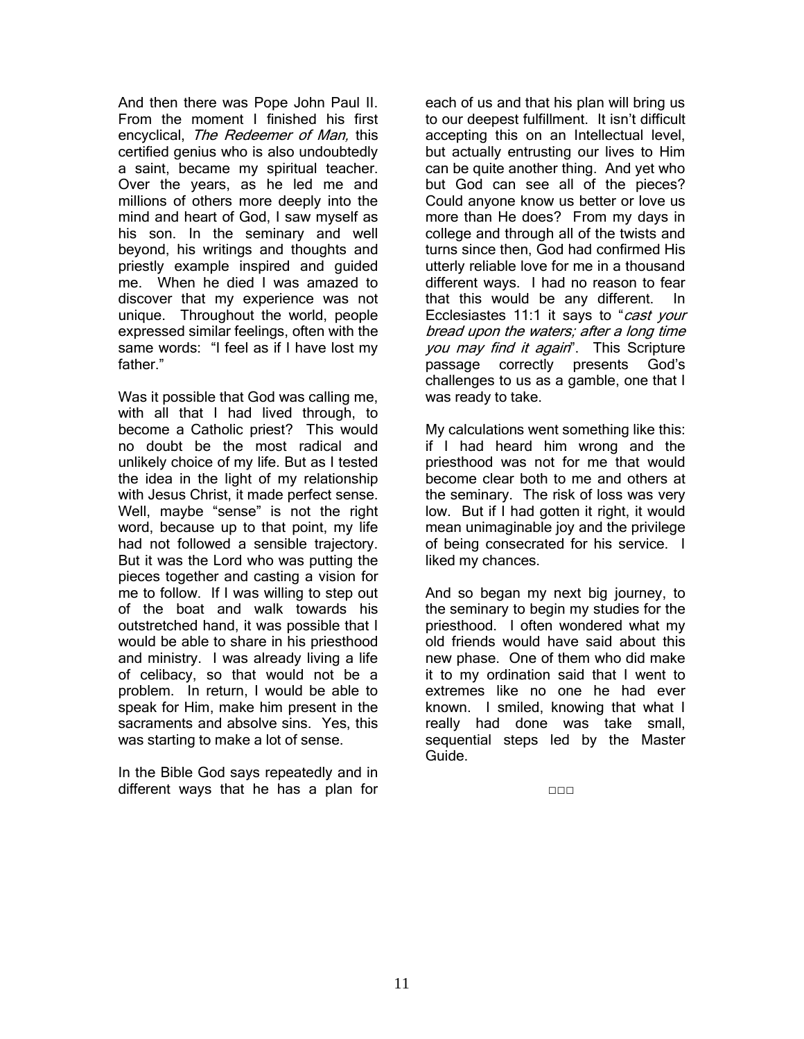And then there was Pope John Paul II. From the moment I finished his first encyclical, *The Redeemer of Man,* this certified genius who is also undoubtedly a saint, became my spiritual teacher. Over the years, as he led me and millions of others more deeply into the mind and heart of God, I saw myself as his son. In the seminary and well beyond, his writings and thoughts and priestly example inspired and guided me. When he died I was amazed to discover that my experience was not unique. Throughout the world, people expressed similar feelings, often with the same words: "I feel as if I have lost my father."

Was it possible that God was calling me, with all that I had lived through, to become a Catholic priest? This would no doubt be the most radical and unlikely choice of my life. But as I tested the idea in the light of my relationship with Jesus Christ, it made perfect sense. Well, maybe "sense" is not the right word, because up to that point, my life had not followed a sensible trajectory. But it was the Lord who was putting the pieces together and casting a vision for me to follow. If I was willing to step out of the boat and walk towards his outstretched hand, it was possible that I would be able to share in his priesthood and ministry. I was already living a life of celibacy, so that would not be a problem. In return, I would be able to speak for Him, make him present in the sacraments and absolve sins. Yes, this was starting to make a lot of sense.

In the Bible God says repeatedly and in different ways that he has a plan for each of us and that his plan will bring us to our deepest fulfillment. It isn't difficult accepting this on an Intellectual level, but actually entrusting our lives to Him can be quite another thing. And yet who but God can see all of the pieces? Could anyone know us better or love us more than He does? From my days in college and through all of the twists and turns since then, God had confirmed His utterly reliable love for me in a thousand different ways. I had no reason to fear that this would be any different. In Ecclesiastes 11:1 it says to "*cast your bread upon the waters; after a long time you may find it again*". This Scripture passage correctly presents God's challenges to us as a gamble, one that I was ready to take.

My calculations went something like this: if I had heard him wrong and the priesthood was not for me that would become clear both to me and others at the seminary. The risk of loss was very low. But if I had gotten it right, it would mean unimaginable joy and the privilege of being consecrated for his service. I liked my chances.

And so began my next big journey, to the seminary to begin my studies for the priesthood. I often wondered what my old friends would have said about this new phase. One of them who did make it to my ordination said that I went to extremes like no one he had ever known. I smiled, knowing that what I really had done was take small, sequential steps led by the Master Guide.

□□□